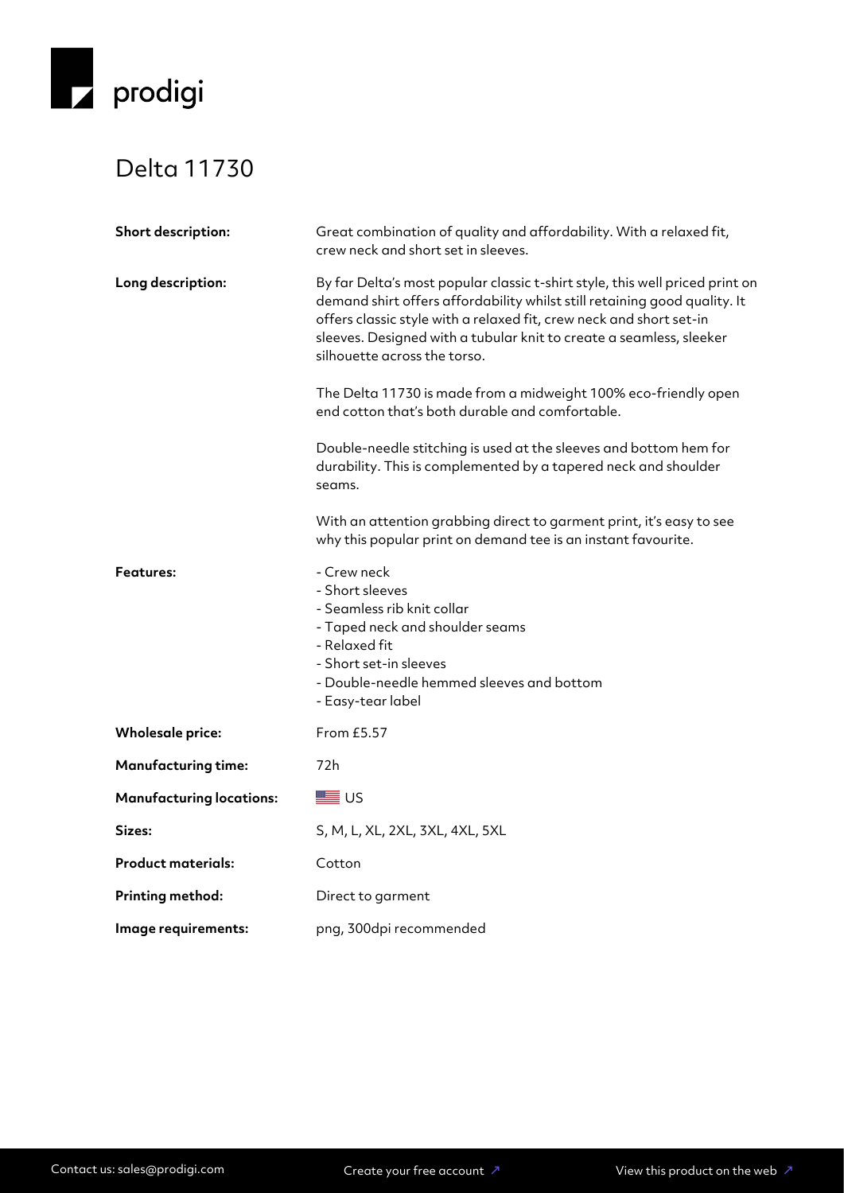prodigi

# Delta 11730

| | |
|---|---|
| **Short description:** | Great combination of quality and affordability. With a relaxed fit, crew neck and short set in sleeves. |
| **Long description:** | By far Delta's most popular classic t-shirt style, this well priced print on demand shirt offers affordability whilst still retaining good quality. It offers classic style with a relaxed fit, crew neck and short set-in sleeves. Designed with a tubular knit to create a seamless, sleeker silhouette across the torso.<br><br>The Delta 11730 is made from a midweight 100% eco-friendly open end cotton that's both durable and comfortable.<br><br>Double-needle stitching is used at the sleeves and bottom hem for durability. This is complemented by a tapered neck and shoulder seams.<br><br>With an attention grabbing direct to garment print, it's easy to see why this popular print on demand tee is an instant favourite. |
| **Features:** | - Crew neck<br>- Short sleeves<br>- Seamless rib knit collar<br>- Taped neck and shoulder seams<br>- Relaxed fit<br>- Short set-in sleeves<br>- Double-needle hemmed sleeves and bottom<br>- Easy-tear label |
| **Wholesale price:** | From £5.57 |
| **Manufacturing time:** | 72h |
| **Manufacturing locations:** | 🇺🇸 US |
| **Sizes:** | S, M, L, XL, 2XL, 3XL, 4XL, 5XL |
| **Product materials:** | Cotton |
| **Printing method:** | Direct to garment |
| **Image requirements:** | png, 300dpi recommended |

Contact us: sales@prodigi.com | Create your free account ↗ | View this product on the web ↗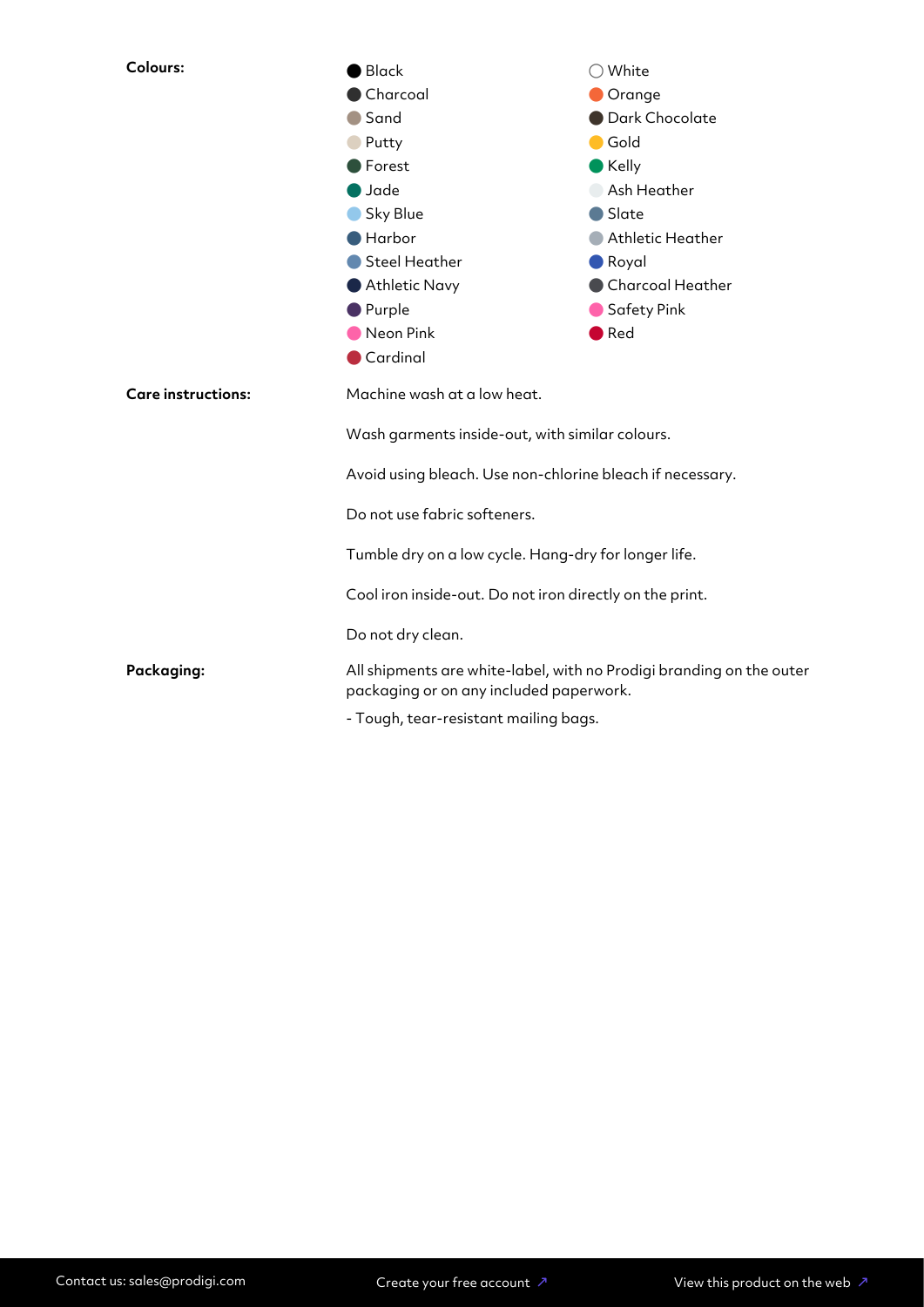**Colours:**

- Black
- Charcoal
- Sand
- Putty
- Forest
- Jade
- Sky Blue
- Harbor
- Steel Heather
- Athletic Navy
- Purple
- Neon Pink
- Cardinal
- White
- Orange
- Dark Chocolate
- Gold
- Kelly
- Ash Heather
- Slate
- Athletic Heather
- Royal
- Charcoal Heather
- Safety Pink
- Red

**Care instructions:**

Machine wash at a low heat.

Wash garments inside-out, with similar colours.

Avoid using bleach. Use non-chlorine bleach if necessary.

Do not use fabric softeners.

Tumble dry on a low cycle. Hang-dry for longer life.

Cool iron inside-out. Do not iron directly on the print.

Do not dry clean.

**Packaging:**

All shipments are white-label, with no Prodigi branding on the outer packaging or on any included paperwork.

- Tough, tear-resistant mailing bags.

Contact us: sales@prodigi.com

Create your free account ↗

View this product on the web ↗